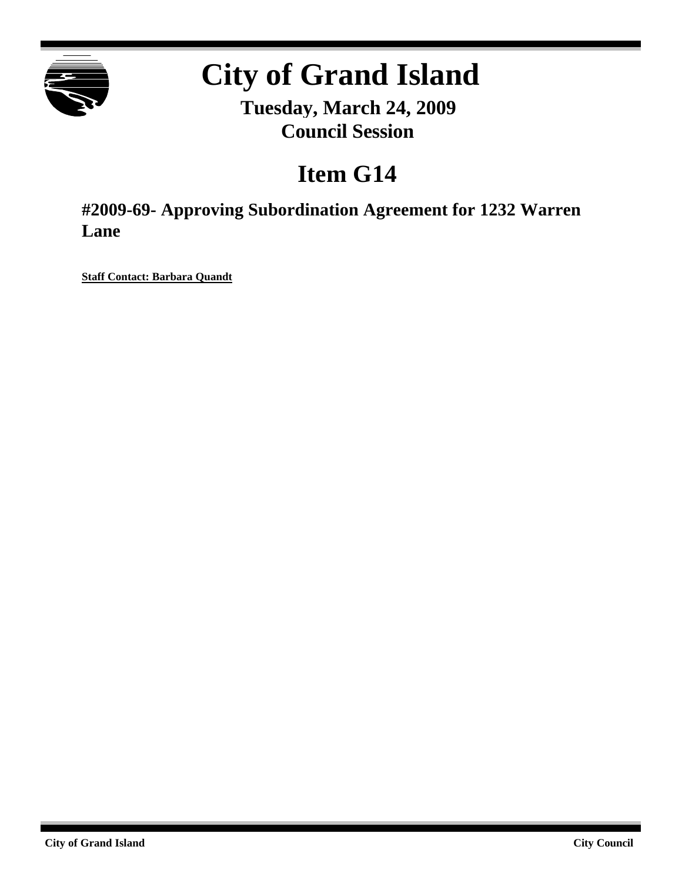# City of Grand Island

**Tuesday, March 24, 2009**
**Council Session**

## Item G14

### #2009-69- Approving Subordination Agreement for 1232 Warren Lane

**Staff Contact: Barbara Quandt**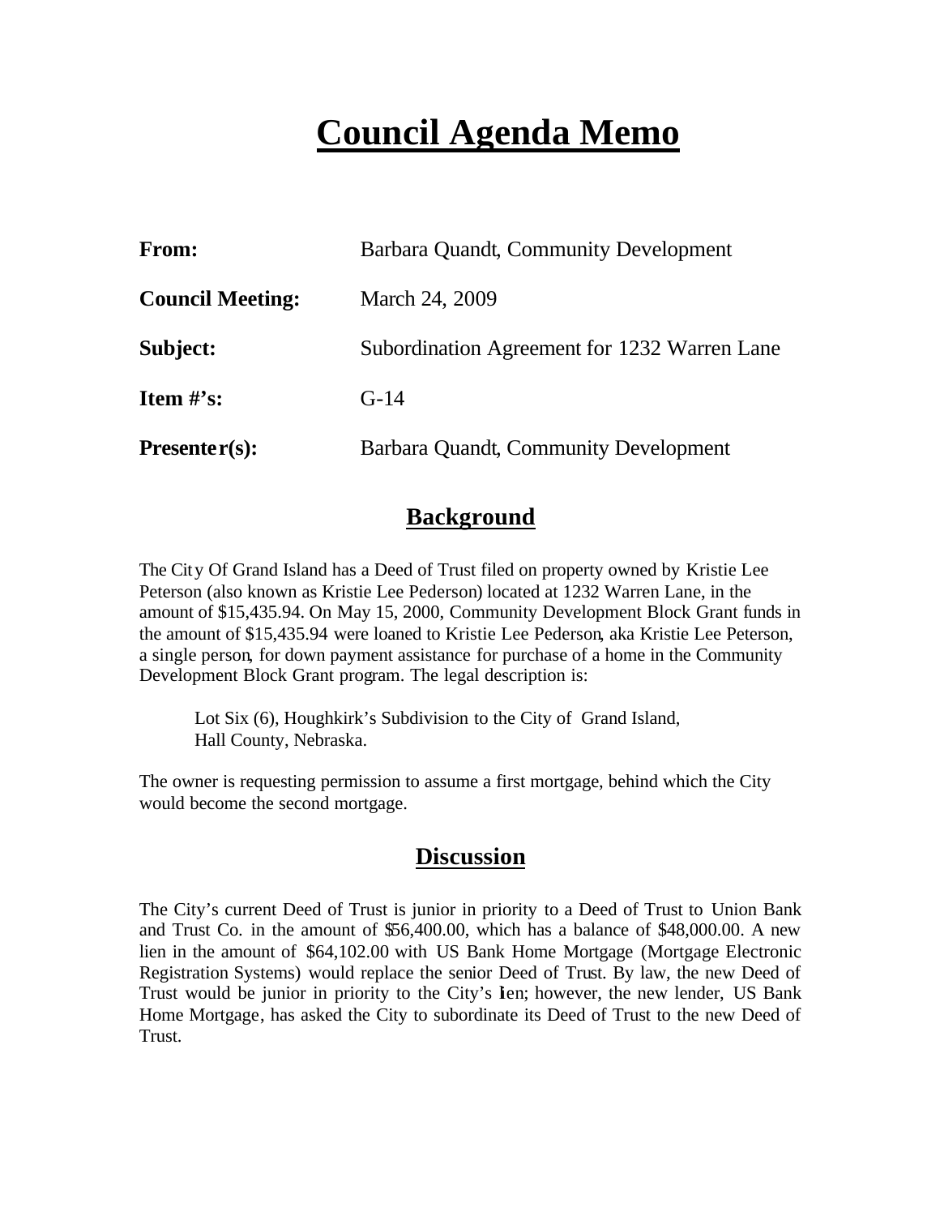# Council Agenda Memo

| | |
|---|---|
| **From:** | Barbara Quandt, Community Development |
| **Council Meeting:** | March 24, 2009 |
| **Subject:** | Subordination Agreement for 1232 Warren Lane |
| **Item #'s:** | G-14 |
| **Presenter(s):** | Barbara Quandt, Community Development |

## Background

The City Of Grand Island has a Deed of Trust filed on property owned by Kristie Lee Peterson (also known as Kristie Lee Pederson) located at 1232 Warren Lane, in the amount of $15,435.94. On May 15, 2000, Community Development Block Grant funds in the amount of $15,435.94 were loaned to Kristie Lee Pederson, aka Kristie Lee Peterson, a single person, for down payment assistance for purchase of a home in the Community Development Block Grant program. The legal description is:

> Lot Six (6), Houghkirk's Subdivision to the City of Grand Island, Hall County, Nebraska.

The owner is requesting permission to assume a first mortgage, behind which the City would become the second mortgage.

## Discussion

The City's current Deed of Trust is junior in priority to a Deed of Trust to Union Bank and Trust Co. in the amount of $56,400.00, which has a balance of $48,000.00. A new lien in the amount of $64,102.00 with US Bank Home Mortgage (Mortgage Electronic Registration Systems) would replace the senior Deed of Trust. By law, the new Deed of Trust would be junior in priority to the City's lien; however, the new lender, US Bank Home Mortgage, has asked the City to subordinate its Deed of Trust to the new Deed of Trust.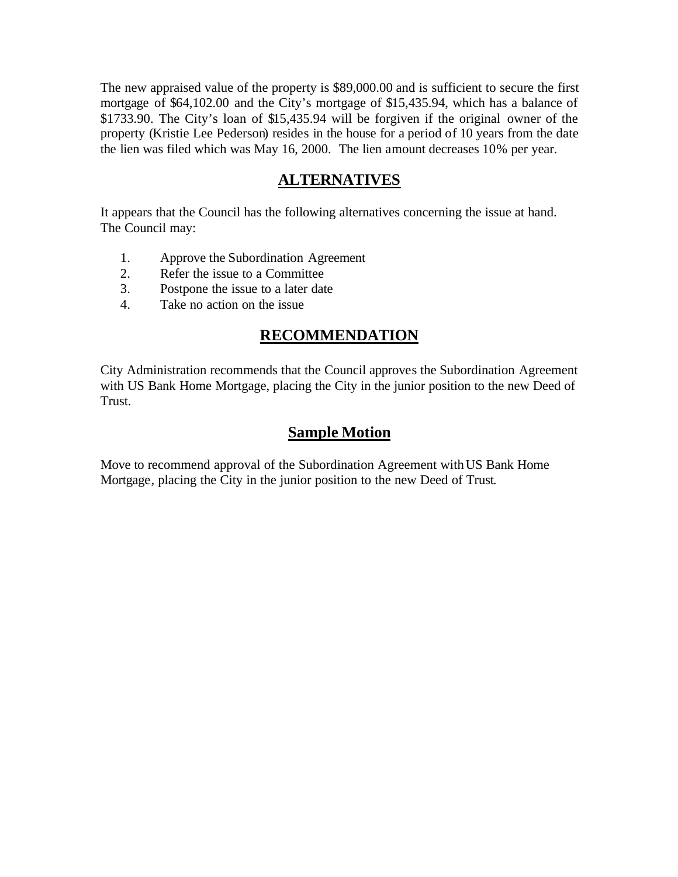The new appraised value of the property is $89,000.00 and is sufficient to secure the first mortgage of $64,102.00 and the City's mortgage of $15,435.94, which has a balance of $1733.90. The City's loan of $15,435.94 will be forgiven if the original owner of the property (Kristie Lee Pederson) resides in the house for a period of 10 years from the date the lien was filed which was May 16, 2000. The lien amount decreases 10% per year.

## ALTERNATIVES

It appears that the Council has the following alternatives concerning the issue at hand. The Council may:

1. Approve the Subordination Agreement
2. Refer the issue to a Committee
3. Postpone the issue to a later date
4. Take no action on the issue

## RECOMMENDATION

City Administration recommends that the Council approves the Subordination Agreement with US Bank Home Mortgage, placing the City in the junior position to the new Deed of Trust.

## Sample Motion

Move to recommend approval of the Subordination Agreement with US Bank Home Mortgage, placing the City in the junior position to the new Deed of Trust.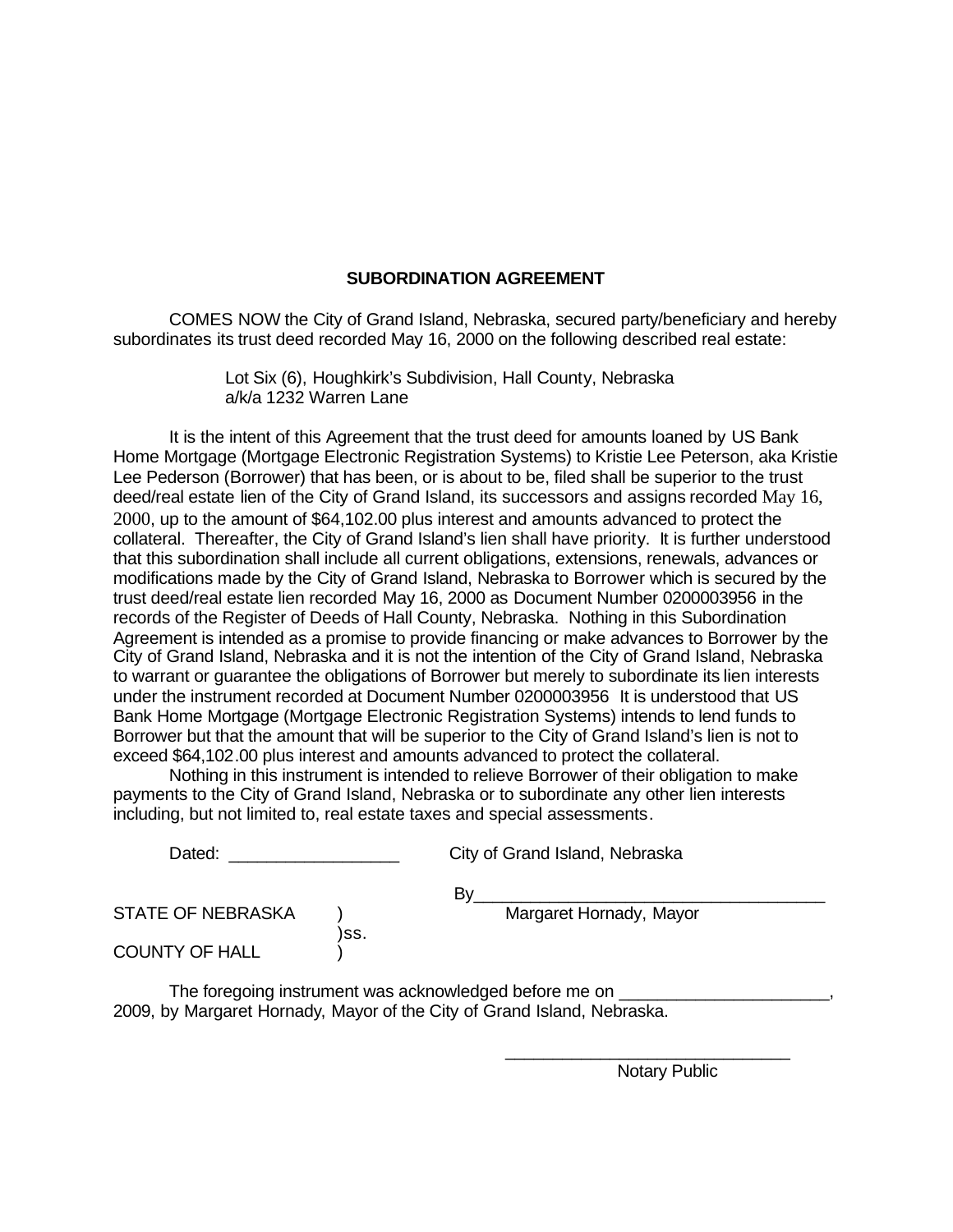# SUBORDINATION AGREEMENT

COMES NOW the City of Grand Island, Nebraska, secured party/beneficiary and hereby subordinates its trust deed recorded May 16, 2000 on the following described real estate:

> Lot Six (6), Houghkirk's Subdivision, Hall County, Nebraska
> a/k/a 1232 Warren Lane

It is the intent of this Agreement that the trust deed for amounts loaned by US Bank Home Mortgage (Mortgage Electronic Registration Systems) to Kristie Lee Peterson, aka Kristie Lee Pederson (Borrower) that has been, or is about to be, filed shall be superior to the trust deed/real estate lien of the City of Grand Island, its successors and assigns recorded May 16, 2000, up to the amount of $64,102.00 plus interest and amounts advanced to protect the collateral. Thereafter, the City of Grand Island's lien shall have priority. It is further understood that this subordination shall include all current obligations, extensions, renewals, advances or modifications made by the City of Grand Island, Nebraska to Borrower which is secured by the trust deed/real estate lien recorded May 16, 2000 as Document Number 0200003956 in the records of the Register of Deeds of Hall County, Nebraska. Nothing in this Subordination Agreement is intended as a promise to provide financing or make advances to Borrower by the City of Grand Island, Nebraska and it is not the intention of the City of Grand Island, Nebraska to warrant or guarantee the obligations of Borrower but merely to subordinate its lien interests under the instrument recorded at Document Number 0200003956 It is understood that US Bank Home Mortgage (Mortgage Electronic Registration Systems) intends to lend funds to Borrower but that the amount that will be superior to the City of Grand Island's lien is not to exceed $64,102.00 plus interest and amounts advanced to protect the collateral.

Nothing in this instrument is intended to relieve Borrower of their obligation to make payments to the City of Grand Island, Nebraska or to subordinate any other lien interests including, but not limited to, real estate taxes and special assessments.

Dated: __________________ City of Grand Island, Nebraska

By_____________________________________
Margaret Hornady, Mayor

STATE OF NEBRASKA )
)ss.
COUNTY OF HALL )

The foregoing instrument was acknowledged before me on ______________________, 2009, by Margaret Hornady, Mayor of the City of Grand Island, Nebraska.

_______________________________
Notary Public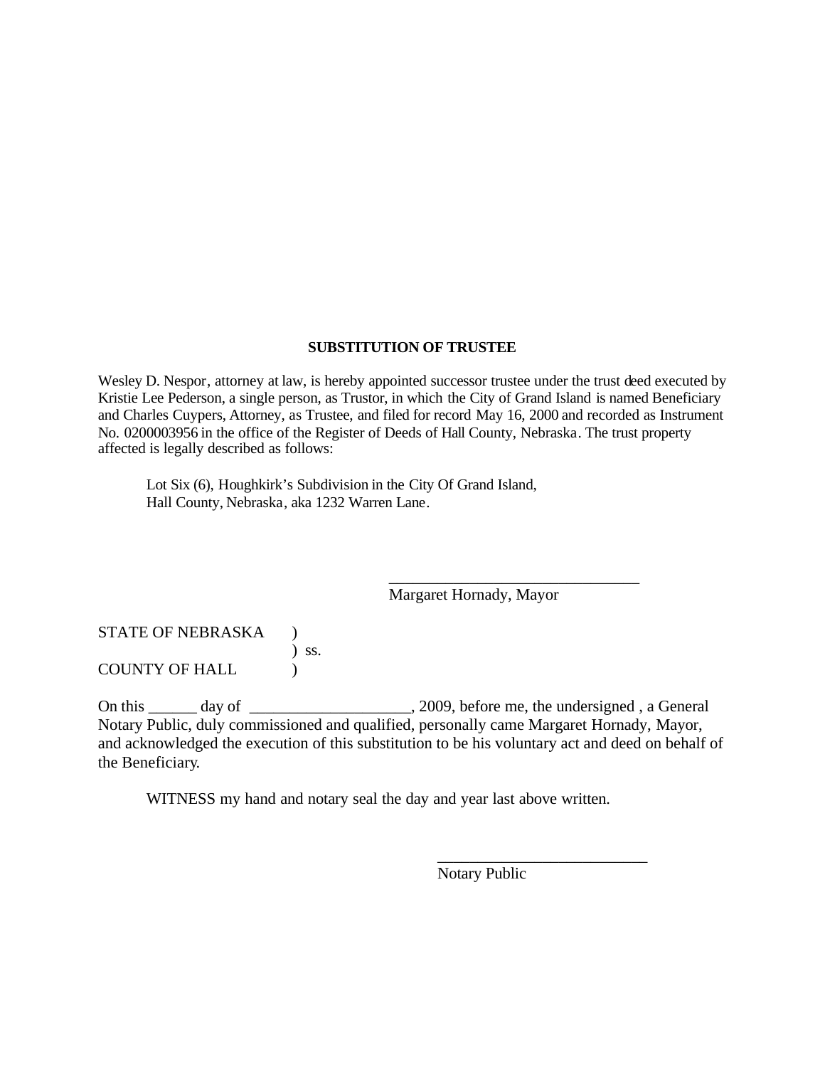**SUBSTITUTION OF TRUSTEE**

Wesley D. Nespor, attorney at law, is hereby appointed successor trustee under the trust deed executed by Kristie Lee Pederson, a single person, as Trustor, in which the City of Grand Island is named Beneficiary and Charles Cuypers, Attorney, as Trustee, and filed for record May 16, 2000 and recorded as Instrument No. 0200003956 in the office of the Register of Deeds of Hall County, Nebraska. The trust property affected is legally described as follows:

> Lot Six (6), Houghkirk's Subdivision in the City Of Grand Island,
> Hall County, Nebraska, aka 1232 Warren Lane.

\_\_\_\_\_\_\_\_\_\_\_\_\_\_\_\_\_\_\_\_\_\_\_\_\_\_\_\_\_\_\_\_
Margaret Hornady, Mayor

STATE OF NEBRASKA )
) ss.
COUNTY OF HALL )

On this ______ day of ____________________, 2009, before me, the undersigned , a General Notary Public, duly commissioned and qualified, personally came Margaret Hornady, Mayor, and acknowledged the execution of this substitution to be his voluntary act and deed on behalf of the Beneficiary.

WITNESS my hand and notary seal the day and year last above written.

\_\_\_\_\_\_\_\_\_\_\_\_\_\_\_\_\_\_\_\_\_\_\_\_\_\_\_
Notary Public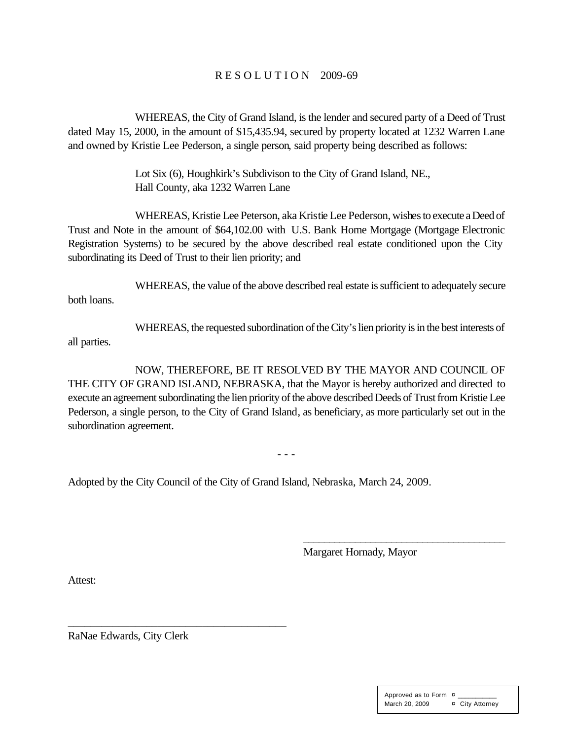# RESOLUTION 2009-69

WHEREAS, the City of Grand Island, is the lender and secured party of a Deed of Trust dated May 15, 2000, in the amount of $15,435.94, secured by property located at 1232 Warren Lane and owned by Kristie Lee Pederson, a single person, said property being described as follows:

> Lot Six (6), Houghkirk's Subdivison to the City of Grand Island, NE., Hall County, aka 1232 Warren Lane

WHEREAS, Kristie Lee Peterson, aka Kristie Lee Pederson, wishes to execute a Deed of Trust and Note in the amount of $64,102.00 with U.S. Bank Home Mortgage (Mortgage Electronic Registration Systems) to be secured by the above described real estate conditioned upon the City subordinating its Deed of Trust to their lien priority; and

WHEREAS, the value of the above described real estate is sufficient to adequately secure both loans.

WHEREAS, the requested subordination of the City's lien priority is in the best interests of all parties.

NOW, THEREFORE, BE IT RESOLVED BY THE MAYOR AND COUNCIL OF THE CITY OF GRAND ISLAND, NEBRASKA, that the Mayor is hereby authorized and directed to execute an agreement subordinating the lien priority of the above described Deeds of Trust from Kristie Lee Pederson, a single person, to the City of Grand Island, as beneficiary, as more particularly set out in the subordination agreement.

- - -

Adopted by the City Council of the City of Grand Island, Nebraska, March 24, 2009.

\_\_\_\_\_\_\_\_\_\_\_\_\_\_\_\_\_\_\_\_\_\_\_\_\_\_\_\_\_\_\_\_\_\_\_\_\_\_\_

Margaret Hornady, Mayor

Attest:

\_\_\_\_\_\_\_\_\_\_\_\_\_\_\_\_\_\_\_\_\_\_\_\_\_\_\_\_\_\_\_\_\_\_\_\_\_\_\_

RaNae Edwards, City Clerk

| | |
|---|---|
| Approved as to Form | ¤ \_\_\_\_\_\_\_\_\_\_ |
| March 20, 2009 | ¤ City Attorney |